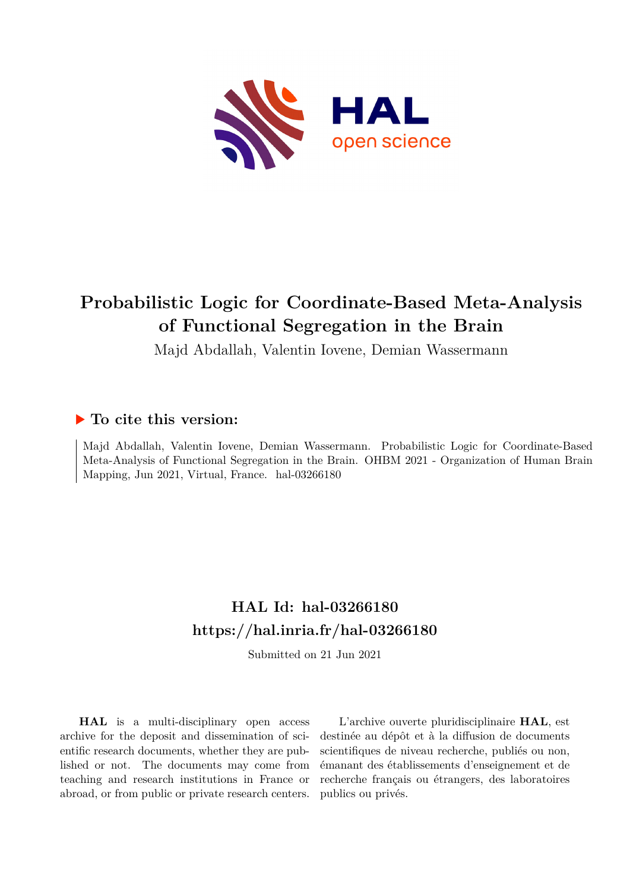# Probabilistic Logic for Coordinate-Based Meta-Analysis of Functional Segregation in the Brain

Majd Abdallah, Valentin Iovene, Demian Wassermann

### ▶ To cite this version:

Majd Abdallah, Valentin Iovene, Demian Wassermann. Probabilistic Logic for Coordinate-Based Meta-Analysis of Functional Segregation in the Brain. OHBM 2021 - Organization of Human Brain Mapping, Jun 2021, Virtual, France. hal-03266180

## HAL Id: hal-03266180
## https://hal.inria.fr/hal-03266180

Submitted on 21 Jun 2021

**HAL** is a multi-disciplinary open access archive for the deposit and dissemination of scientific research documents, whether they are published or not. The documents may come from teaching and research institutions in France or abroad, or from public or private research centers.

L'archive ouverte pluridisciplinaire **HAL**, est destinée au dépôt et à la diffusion de documents scientifiques de niveau recherche, publiés ou non, émanant des établissements d'enseignement et de recherche français ou étrangers, des laboratoires publics ou privés.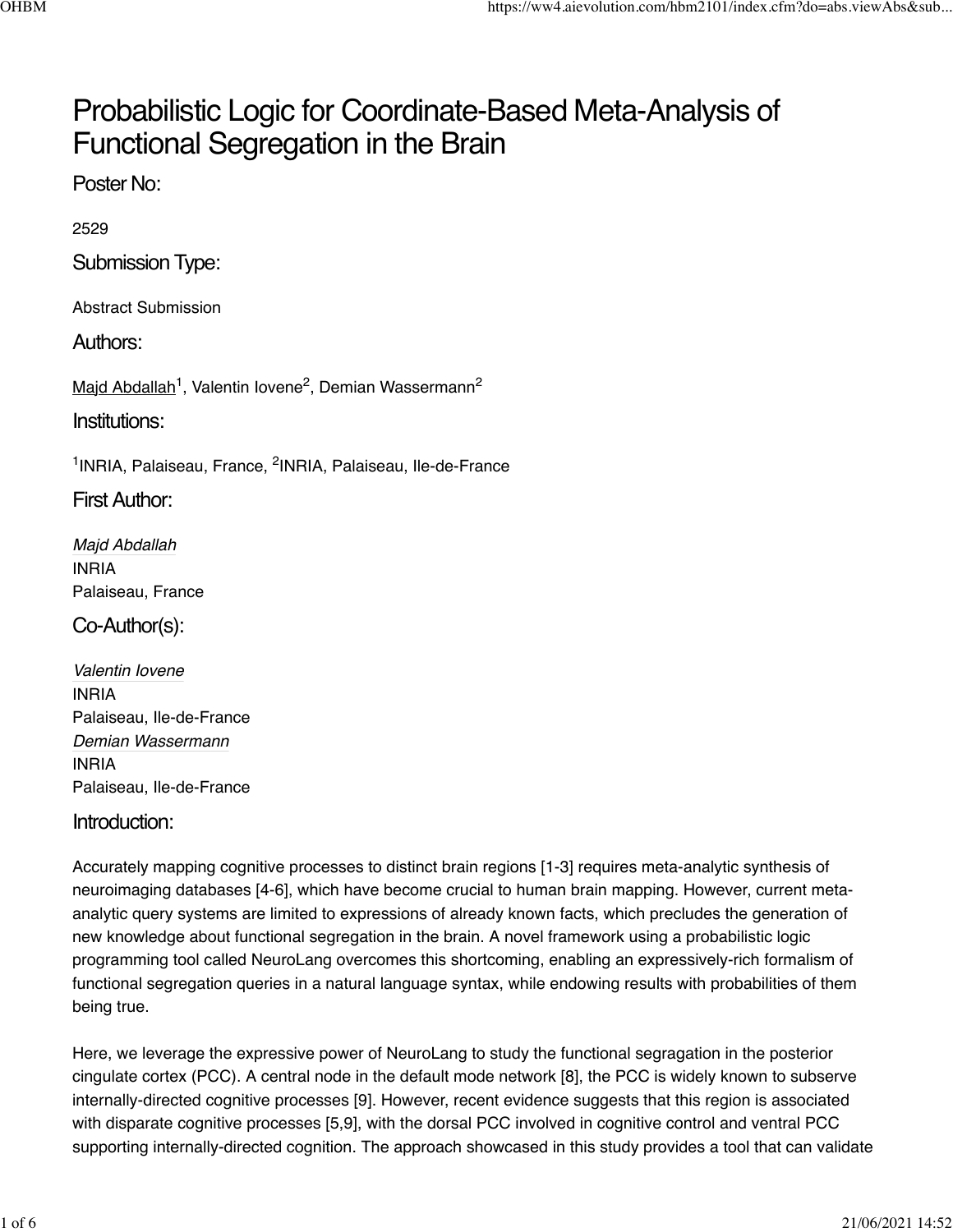# Probabilistic Logic for Coordinate-Based Meta-Analysis of Functional Segregation in the Brain

## Poster No:

2529

## Submission Type:

Abstract Submission

## Authors:

Majd Abdallah[1], Valentin Iovene[2], Demian Wassermann[2]

## Institutions:

[1]INRIA, Palaiseau, France, [2]INRIA, Palaiseau, Ile-de-France

## First Author:

*Majd Abdallah*
INRIA
Palaiseau, France

## Co-Author(s):

*Valentin Iovene*
INRIA
Palaiseau, Ile-de-France
*Demian Wassermann*
INRIA
Palaiseau, Ile-de-France

## Introduction:

Accurately mapping cognitive processes to distinct brain regions [1-3] requires meta-analytic synthesis of neuroimaging databases [4-6], which have become crucial to human brain mapping. However, current meta-analytic query systems are limited to expressions of already known facts, which precludes the generation of new knowledge about functional segregation in the brain. A novel framework using a probabilistic logic programming tool called NeuroLang overcomes this shortcoming, enabling an expressively-rich formalism of functional segregation queries in a natural language syntax, while endowing results with probabilities of them being true.

Here, we leverage the expressive power of NeuroLang to study the functional segragation in the posterior cingulate cortex (PCC). A central node in the default mode network [8], the PCC is widely known to subserve internally-directed cognitive processes [9]. However, recent evidence suggests that this region is associated with disparate cognitive processes [5,9], with the dorsal PCC involved in cognitive control and ventral PCC supporting internally-directed cognition. The approach showcased in this study provides a tool that can validate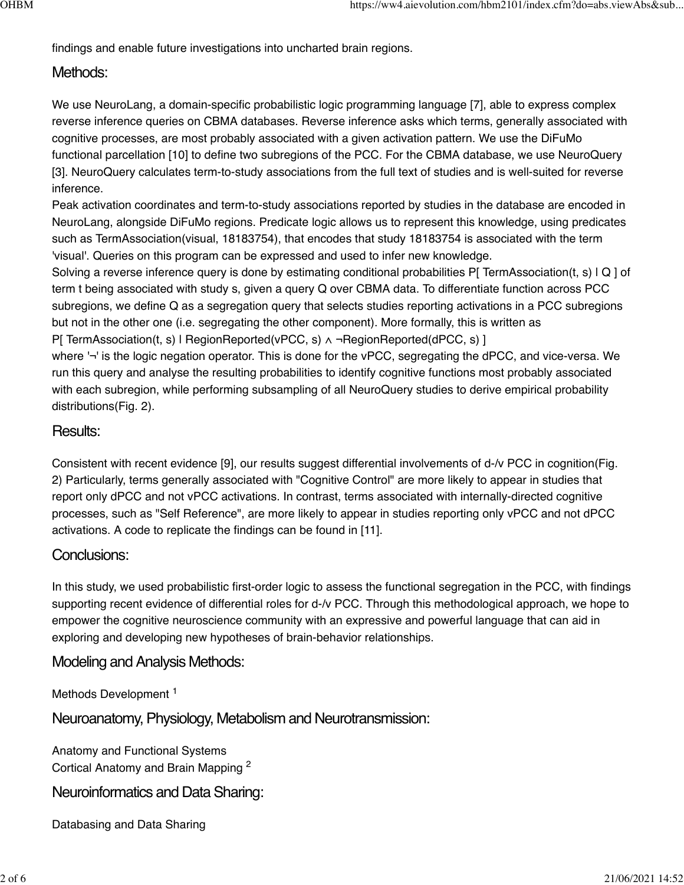findings and enable future investigations into uncharted brain regions.

## Methods:

We use NeuroLang, a domain-specific probabilistic logic programming language [7], able to express complex reverse inference queries on CBMA databases. Reverse inference asks which terms, generally associated with cognitive processes, are most probably associated with a given activation pattern. We use the DiFuMo functional parcellation [10] to define two subregions of the PCC. For the CBMA database, we use NeuroQuery [3]. NeuroQuery calculates term-to-study associations from the full text of studies and is well-suited for reverse inference.
Peak activation coordinates and term-to-study associations reported by studies in the database are encoded in NeuroLang, alongside DiFuMo regions. Predicate logic allows us to represent this knowledge, using predicates such as TermAssociation(visual, 18183754), that encodes that study 18183754 is associated with the term 'visual'. Queries on this program can be expressed and used to infer new knowledge.
Solving a reverse inference query is done by estimating conditional probabilities P[ TermAssociation(t, s) | Q ] of term t being associated with study s, given a query Q over CBMA data. To differentiate function across PCC subregions, we define Q as a segregation query that selects studies reporting activations in a PCC subregions but not in the other one (i.e. segregating the other component). More formally, this is written as
P[ TermAssociation(t, s) | RegionReported(vPCC, s) ∧ ¬RegionReported(dPCC, s) ]
where '¬' is the logic negation operator. This is done for the vPCC, segregating the dPCC, and vice-versa. We run this query and analyse the resulting probabilities to identify cognitive functions most probably associated with each subregion, while performing subsampling of all NeuroQuery studies to derive empirical probability distributions(Fig. 2).

## Results:

Consistent with recent evidence [9], our results suggest differential involvements of d-/v PCC in cognition(Fig. 2) Particularly, terms generally associated with "Cognitive Control" are more likely to appear in studies that report only dPCC and not vPCC activations. In contrast, terms associated with internally-directed cognitive processes, such as "Self Reference", are more likely to appear in studies reporting only vPCC and not dPCC activations. A code to replicate the findings can be found in [11].

## Conclusions:

In this study, we used probabilistic first-order logic to assess the functional segregation in the PCC, with findings supporting recent evidence of differential roles for d-/v PCC. Through this methodological approach, we hope to empower the cognitive neuroscience community with an expressive and powerful language that can aid in exploring and developing new hypotheses of brain-behavior relationships.

## Modeling and Analysis Methods:

Methods Development [1]

## Neuroanatomy, Physiology, Metabolism and Neurotransmission:

Anatomy and Functional Systems
Cortical Anatomy and Brain Mapping [2]

## Neuroinformatics and Data Sharing:

Databasing and Data Sharing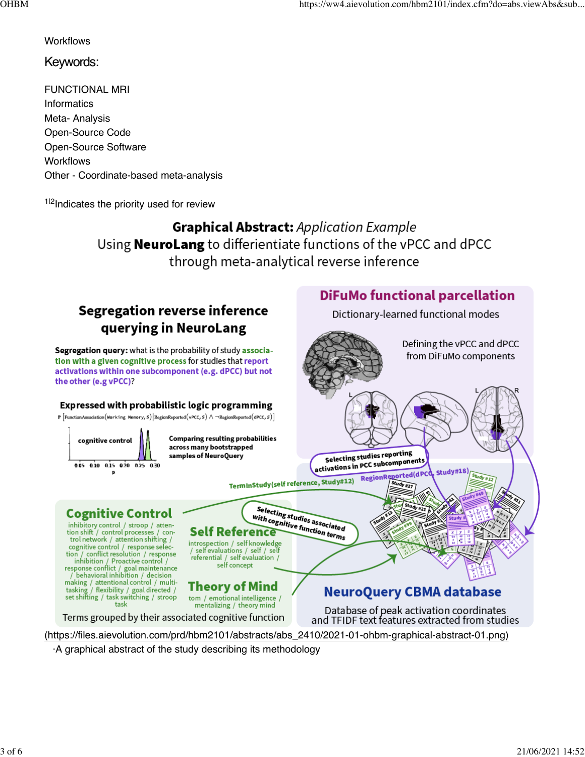Workflows

## Keywords:

FUNCTIONAL MRI
Informatics
Meta- Analysis
Open-Source Code
Open-Source Software
Workflows
Other - Coordinate-based meta-analysis

[1|2]Indicates the priority used for review

**Graphical Abstract:** *Application Example*
Using **NeuroLang** to differentiate functions of the vPCC and dPCC through meta-analytical reverse inference

**Segregation reverse inference querying in NeuroLang**

**Segregation query:** what is the probability of study association with a given cognitive process for studies that report activations within one subcomponent (e.g. dPCC) but not the other (e.g vPCC)?

**Expressed with probabilistic logic programming**

P [FunctionAssociation(Working Memory, S) | RegionReported(vPCC, S) ∧ ¬RegionReported(dPCC, S)]

cognitive control

Comparing resulting probabilities across many bootstrapped samples of NeuroQuery

**DiFuMo functional parcellation**

Dictionary-learned functional modes

Defining the vPCC and dPCC from DiFuMo components

Selecting studies reporting activations in PCC subcomponents

TermInStudy(self reference, Study#12)

RegionReported(dPCC, Study#18)

Selecting studies associated with cognitive function terms

**Cognitive Control**
inhibitory control / stroop / attention shift / control processes / control network / attention shifting / cognitive control / response selection / conflict resolution / response inhibition / Proactive control / response conflict / goal maintenance / behavioral inhibition / decision making / attentional control / multitasking / flexibility / goal directed / set shifting / task switching / stroop task

**Self Reference**
introspection / self knowledge / self evaluations / self / self referential / self evaluation / self concept

**Theory of Mind**
tom / emotional intelligence / mentalizing / theory mind

Terms grouped by their associated cognitive function

**NeuroQuery CBMA database**

Database of peak activation coordinates and TFIDF text features extracted from studies

(https://files.aievolution.com/prd/hbm2101/abstracts/abs_2410/2021-01-ohbm-graphical-abstract-01.png)

·A graphical abstract of the study describing its methodology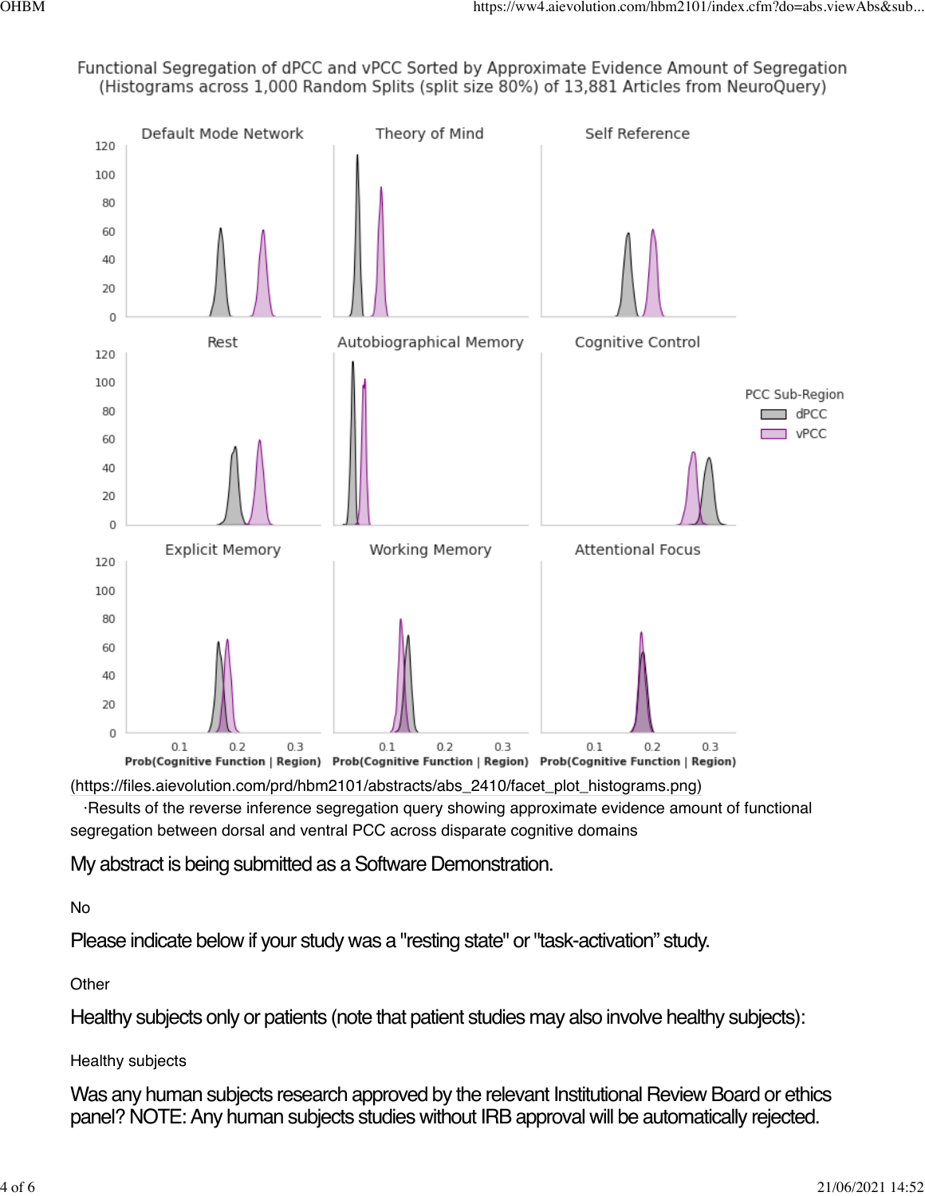(https://files.aievolution.com/prd/hbm2101/abstracts/abs_2410/facet_plot_histograms.png)

·Results of the reverse inference segregation query showing approximate evidence amount of functional segregation between dorsal and ventral PCC across disparate cognitive domains

## My abstract is being submitted as a Software Demonstration.

No

## Please indicate below if your study was a "resting state" or "task-activation" study.

Other

## Healthy subjects only or patients (note that patient studies may also involve healthy subjects):

Healthy subjects

## Was any human subjects research approved by the relevant Institutional Review Board or ethics panel? NOTE: Any human subjects studies without IRB approval will be automatically rejected.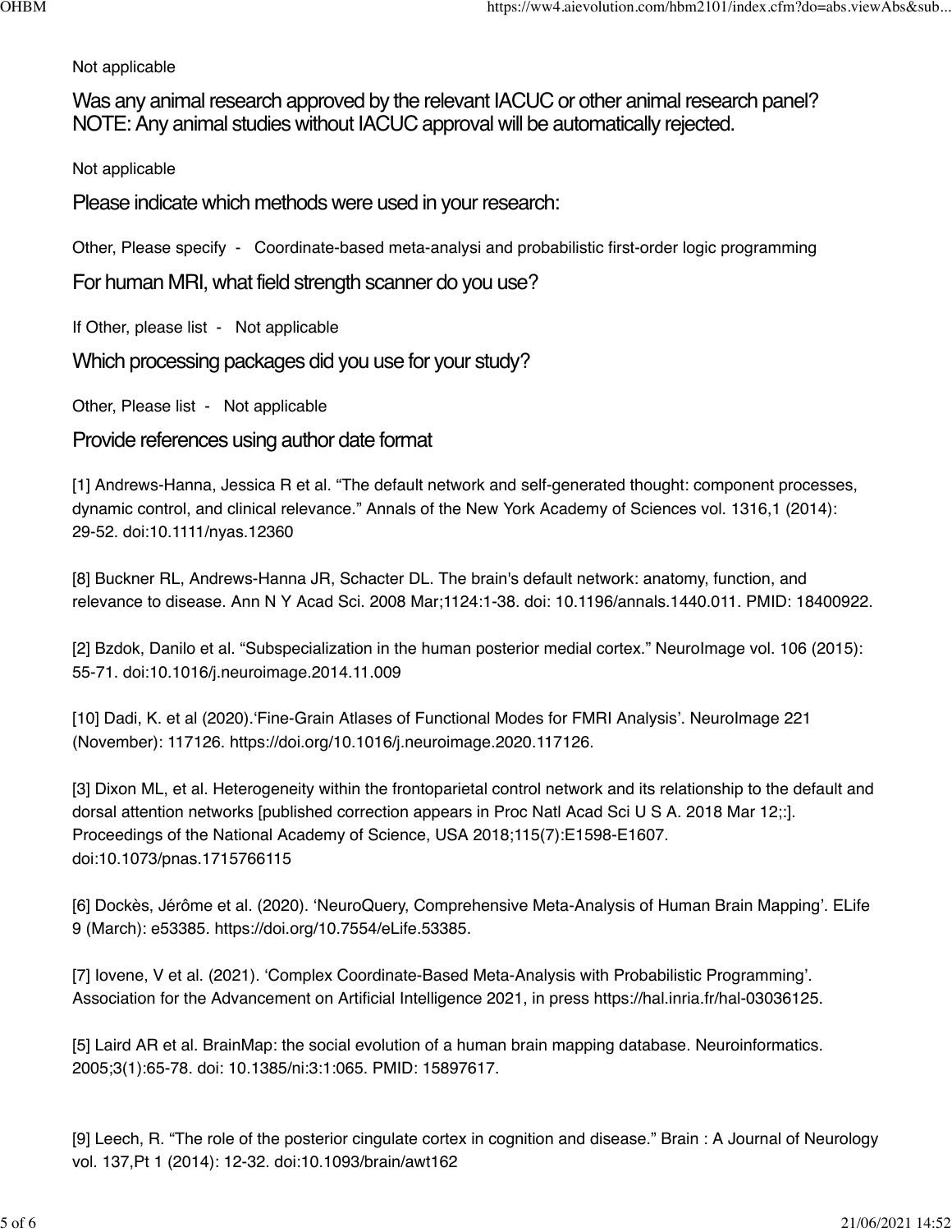Not applicable

## Was any animal research approved by the relevant IACUC or other animal research panel? NOTE: Any animal studies without IACUC approval will be automatically rejected.

Not applicable

## Please indicate which methods were used in your research:

Other, Please specify - Coordinate-based meta-analysi and probabilistic first-order logic programming

## For human MRI, what field strength scanner do you use?

If Other, please list - Not applicable

## Which processing packages did you use for your study?

Other, Please list - Not applicable

## Provide references using author date format

[1] Andrews-Hanna, Jessica R et al. "The default network and self-generated thought: component processes, dynamic control, and clinical relevance." Annals of the New York Academy of Sciences vol. 1316,1 (2014): 29-52. doi:10.1111/nyas.12360

[8] Buckner RL, Andrews-Hanna JR, Schacter DL. The brain's default network: anatomy, function, and relevance to disease. Ann N Y Acad Sci. 2008 Mar;1124:1-38. doi: 10.1196/annals.1440.011. PMID: 18400922.

[2] Bzdok, Danilo et al. "Subspecialization in the human posterior medial cortex." NeuroImage vol. 106 (2015): 55-71. doi:10.1016/j.neuroimage.2014.11.009

[10] Dadi, K. et al (2020).'Fine-Grain Atlases of Functional Modes for FMRI Analysis'. NeuroImage 221 (November): 117126. https://doi.org/10.1016/j.neuroimage.2020.117126.

[3] Dixon ML, et al. Heterogeneity within the frontoparietal control network and its relationship to the default and dorsal attention networks [published correction appears in Proc Natl Acad Sci U S A. 2018 Mar 12;:]. Proceedings of the National Academy of Science, USA 2018;115(7):E1598-E1607. doi:10.1073/pnas.1715766115

[6] Dockès, Jérôme et al. (2020). 'NeuroQuery, Comprehensive Meta-Analysis of Human Brain Mapping'. ELife 9 (March): e53385. https://doi.org/10.7554/eLife.53385.

[7] Iovene, V et al. (2021). 'Complex Coordinate-Based Meta-Analysis with Probabilistic Programming'. Association for the Advancement on Artificial Intelligence 2021, in press https://hal.inria.fr/hal-03036125.

[5] Laird AR et al. BrainMap: the social evolution of a human brain mapping database. Neuroinformatics. 2005;3(1):65-78. doi: 10.1385/ni:3:1:065. PMID: 15897617.

[9] Leech, R. "The role of the posterior cingulate cortex in cognition and disease." Brain : A Journal of Neurology vol. 137,Pt 1 (2014): 12-32. doi:10.1093/brain/awt162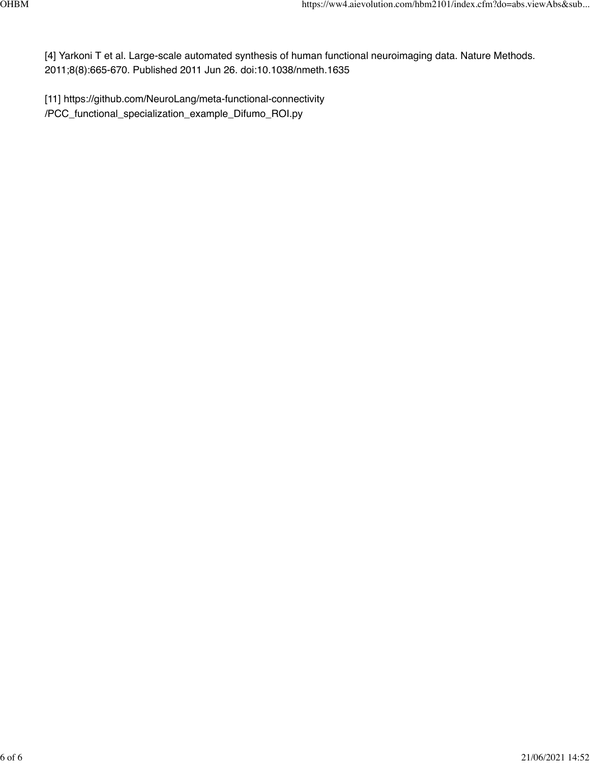[4] Yarkoni T et al. Large-scale automated synthesis of human functional neuroimaging data. Nature Methods. 2011;8(8):665-670. Published 2011 Jun 26. doi:10.1038/nmeth.1635

[11] https://github.com/NeuroLang/meta-functional-connectivity/PCC_functional_specialization_example_Difumo_ROI.py